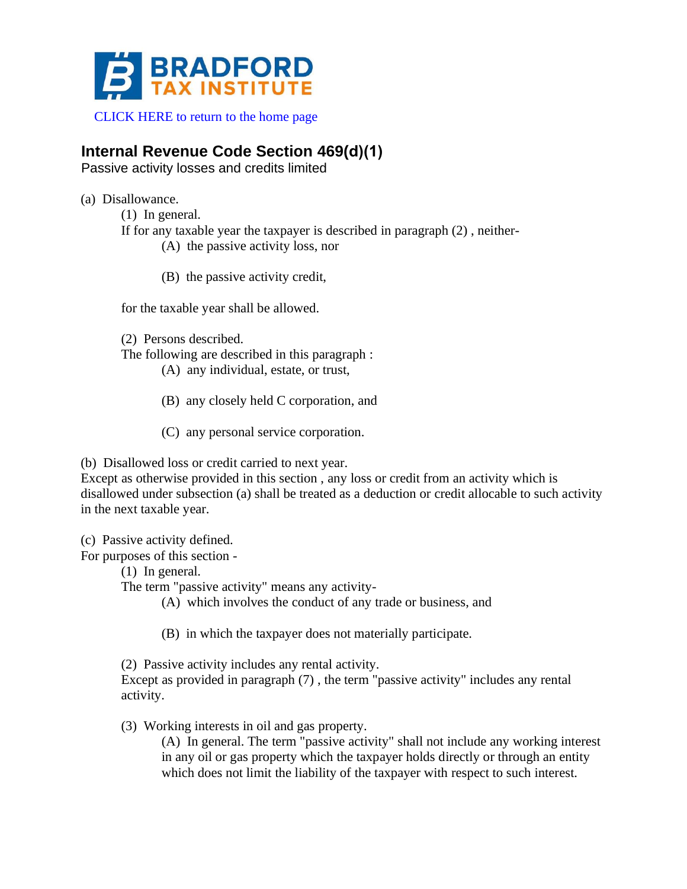BRADFORD TAX INSTITUTE

CLICK HERE to return to the home page

## Internal Revenue Code Section 469(d)(1)

Passive activity losses and credits limited

(a) Disallowance.

(1) In general.

If for any taxable year the taxpayer is described in paragraph (2) , neither-

(A) the passive activity loss, nor

(B) the passive activity credit,

for the taxable year shall be allowed.

(2) Persons described.

The following are described in this paragraph :

(A) any individual, estate, or trust,

(B) any closely held C corporation, and

(C) any personal service corporation.

(b) Disallowed loss or credit carried to next year.

Except as otherwise provided in this section , any loss or credit from an activity which is disallowed under subsection (a) shall be treated as a deduction or credit allocable to such activity in the next taxable year.

(c) Passive activity defined.

For purposes of this section -

(1) In general.

The term "passive activity" means any activity-

(A) which involves the conduct of any trade or business, and

(B) in which the taxpayer does not materially participate.

(2) Passive activity includes any rental activity.

Except as provided in paragraph (7) , the term "passive activity" includes any rental activity.

(3) Working interests in oil and gas property.

(A) In general. The term "passive activity" shall not include any working interest in any oil or gas property which the taxpayer holds directly or through an entity which does not limit the liability of the taxpayer with respect to such interest.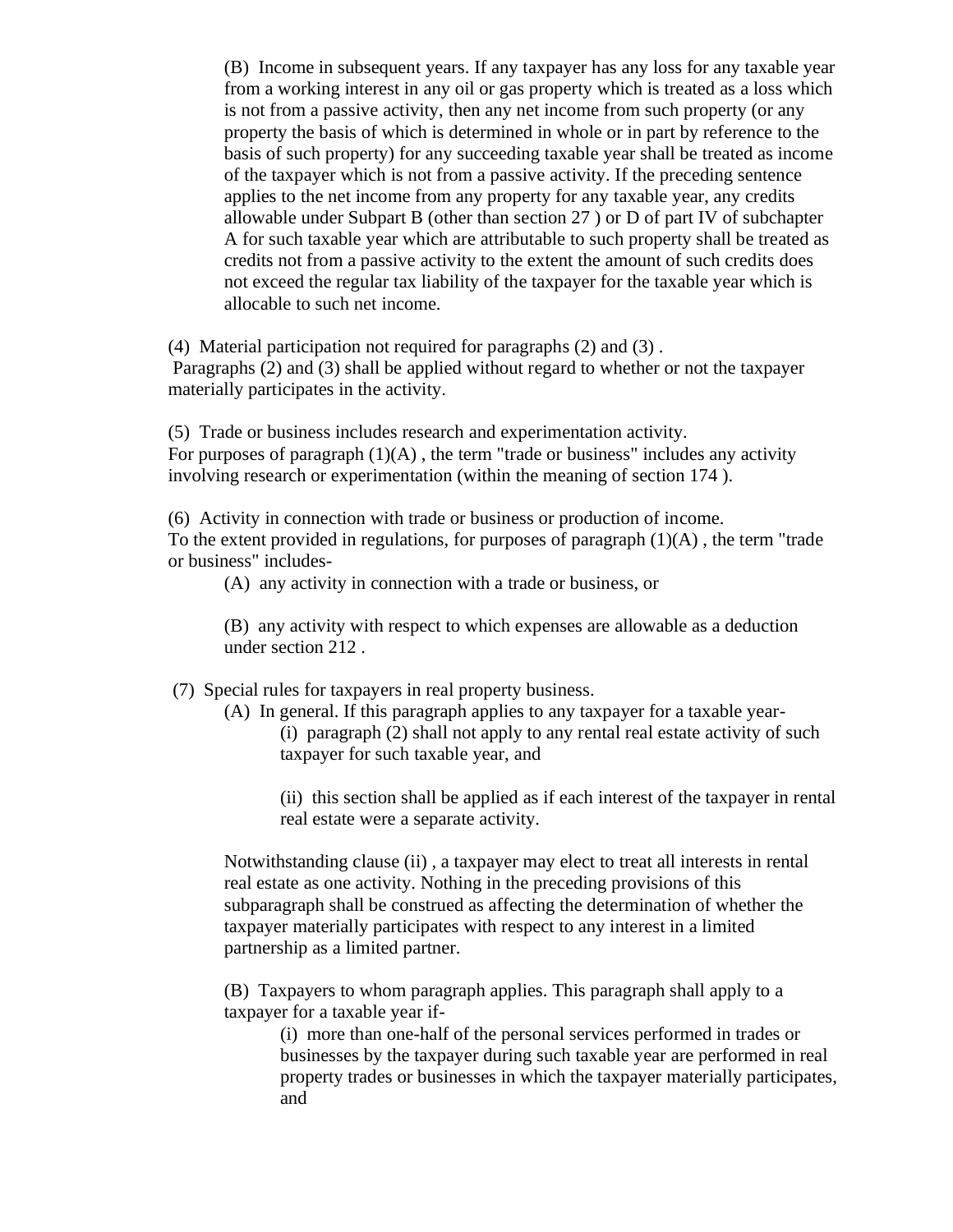(B) Income in subsequent years. If any taxpayer has any loss for any taxable year from a working interest in any oil or gas property which is treated as a loss which is not from a passive activity, then any net income from such property (or any property the basis of which is determined in whole or in part by reference to the basis of such property) for any succeeding taxable year shall be treated as income of the taxpayer which is not from a passive activity. If the preceding sentence applies to the net income from any property for any taxable year, any credits allowable under Subpart B (other than section 27 ) or D of part IV of subchapter A for such taxable year which are attributable to such property shall be treated as credits not from a passive activity to the extent the amount of such credits does not exceed the regular tax liability of the taxpayer for the taxable year which is allocable to such net income.

(4) Material participation not required for paragraphs (2) and (3) .
Paragraphs (2) and (3) shall be applied without regard to whether or not the taxpayer materially participates in the activity.

(5) Trade or business includes research and experimentation activity.
For purposes of paragraph (1)(A) , the term "trade or business" includes any activity involving research or experimentation (within the meaning of section 174 ).

(6) Activity in connection with trade or business or production of income.
To the extent provided in regulations, for purposes of paragraph (1)(A) , the term "trade or business" includes-

(A) any activity in connection with a trade or business, or

(B) any activity with respect to which expenses are allowable as a deduction under section 212 .

(7) Special rules for taxpayers in real property business.

(A) In general. If this paragraph applies to any taxpayer for a taxable year-

(i) paragraph (2) shall not apply to any rental real estate activity of such taxpayer for such taxable year, and

(ii) this section shall be applied as if each interest of the taxpayer in rental real estate were a separate activity.

Notwithstanding clause (ii) , a taxpayer may elect to treat all interests in rental real estate as one activity. Nothing in the preceding provisions of this subparagraph shall be construed as affecting the determination of whether the taxpayer materially participates with respect to any interest in a limited partnership as a limited partner.

(B) Taxpayers to whom paragraph applies. This paragraph shall apply to a taxpayer for a taxable year if-

(i) more than one-half of the personal services performed in trades or businesses by the taxpayer during such taxable year are performed in real property trades or businesses in which the taxpayer materially participates, and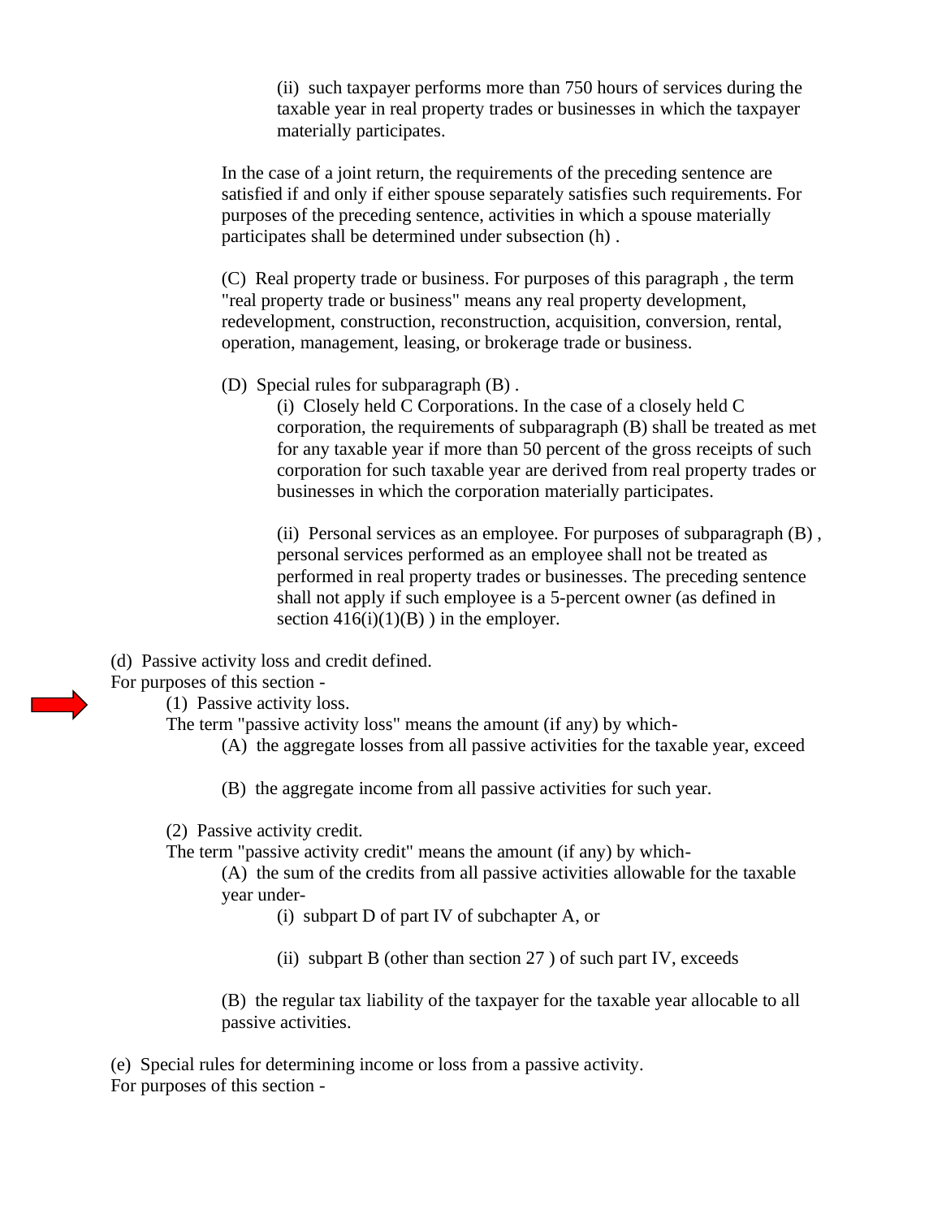(ii) such taxpayer performs more than 750 hours of services during the taxable year in real property trades or businesses in which the taxpayer materially participates.

In the case of a joint return, the requirements of the preceding sentence are satisfied if and only if either spouse separately satisfies such requirements. For purposes of the preceding sentence, activities in which a spouse materially participates shall be determined under subsection (h) .

(C) Real property trade or business. For purposes of this paragraph , the term "real property trade or business" means any real property development, redevelopment, construction, reconstruction, acquisition, conversion, rental, operation, management, leasing, or brokerage trade or business.

(D) Special rules for subparagraph (B) .

(i) Closely held C Corporations. In the case of a closely held C corporation, the requirements of subparagraph (B) shall be treated as met for any taxable year if more than 50 percent of the gross receipts of such corporation for such taxable year are derived from real property trades or businesses in which the corporation materially participates.

(ii) Personal services as an employee. For purposes of subparagraph (B) , personal services performed as an employee shall not be treated as performed in real property trades or businesses. The preceding sentence shall not apply if such employee is a 5-percent owner (as defined in section 416(i)(1)(B) ) in the employer.

(d) Passive activity loss and credit defined.
For purposes of this section -

(1) Passive activity loss.
The term "passive activity loss" means the amount (if any) by which-

(A) the aggregate losses from all passive activities for the taxable year, exceed

(B) the aggregate income from all passive activities for such year.

(2) Passive activity credit.
The term "passive activity credit" means the amount (if any) by which-

(A) the sum of the credits from all passive activities allowable for the taxable year under-

(i) subpart D of part IV of subchapter A, or

(ii) subpart B (other than section 27 ) of such part IV, exceeds

(B) the regular tax liability of the taxpayer for the taxable year allocable to all passive activities.

(e) Special rules for determining income or loss from a passive activity.
For purposes of this section -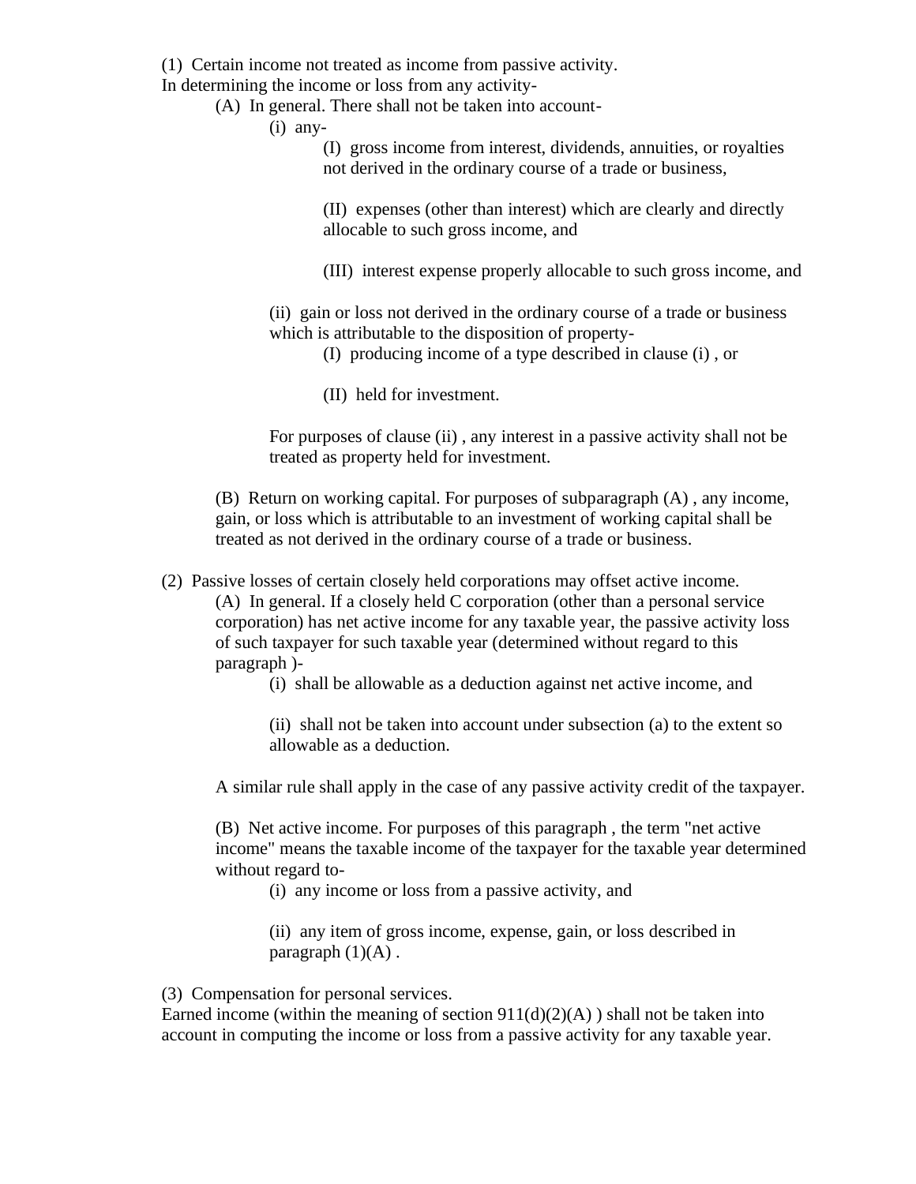(1) Certain income not treated as income from passive activity.
In determining the income or loss from any activity-

(A) In general. There shall not be taken into account-

(i) any-

(I) gross income from interest, dividends, annuities, or royalties not derived in the ordinary course of a trade or business,

(II) expenses (other than interest) which are clearly and directly allocable to such gross income, and

(III) interest expense properly allocable to such gross income, and

(ii) gain or loss not derived in the ordinary course of a trade or business which is attributable to the disposition of property-

(I) producing income of a type described in clause (i) , or

(II) held for investment.

For purposes of clause (ii) , any interest in a passive activity shall not be treated as property held for investment.

(B) Return on working capital. For purposes of subparagraph (A) , any income, gain, or loss which is attributable to an investment of working capital shall be treated as not derived in the ordinary course of a trade or business.

(2) Passive losses of certain closely held corporations may offset active income.

(A) In general. If a closely held C corporation (other than a personal service corporation) has net active income for any taxable year, the passive activity loss of such taxpayer for such taxable year (determined without regard to this paragraph )-

(i) shall be allowable as a deduction against net active income, and

(ii) shall not be taken into account under subsection (a) to the extent so allowable as a deduction.

A similar rule shall apply in the case of any passive activity credit of the taxpayer.

(B) Net active income. For purposes of this paragraph , the term "net active income" means the taxable income of the taxpayer for the taxable year determined without regard to-

(i) any income or loss from a passive activity, and

(ii) any item of gross income, expense, gain, or loss described in paragraph (1)(A) .

(3) Compensation for personal services.
Earned income (within the meaning of section 911(d)(2)(A) ) shall not be taken into account in computing the income or loss from a passive activity for any taxable year.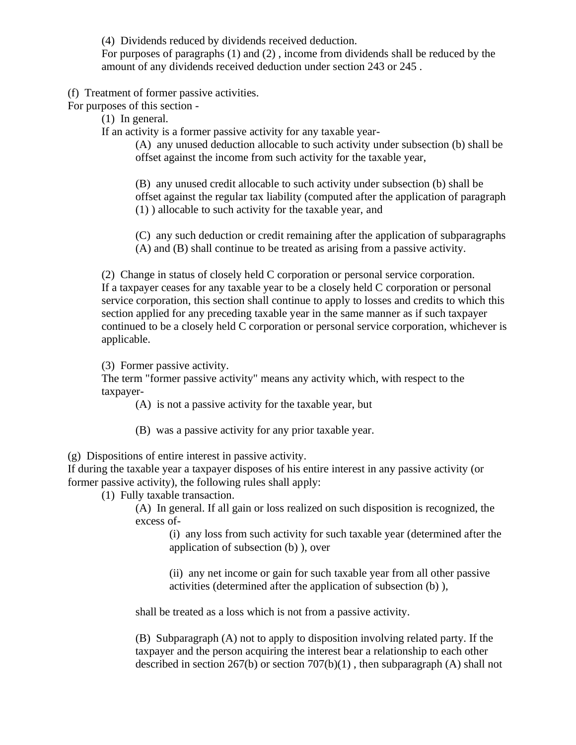(4) Dividends reduced by dividends received deduction.

For purposes of paragraphs (1) and (2) , income from dividends shall be reduced by the amount of any dividends received deduction under section 243 or 245 .

(f) Treatment of former passive activities.

For purposes of this section -

(1) In general.

If an activity is a former passive activity for any taxable year-

(A) any unused deduction allocable to such activity under subsection (b) shall be offset against the income from such activity for the taxable year,

(B) any unused credit allocable to such activity under subsection (b) shall be offset against the regular tax liability (computed after the application of paragraph (1) ) allocable to such activity for the taxable year, and

(C) any such deduction or credit remaining after the application of subparagraphs (A) and (B) shall continue to be treated as arising from a passive activity.

(2) Change in status of closely held C corporation or personal service corporation.

If a taxpayer ceases for any taxable year to be a closely held C corporation or personal service corporation, this section shall continue to apply to losses and credits to which this section applied for any preceding taxable year in the same manner as if such taxpayer continued to be a closely held C corporation or personal service corporation, whichever is applicable.

(3) Former passive activity.

The term "former passive activity" means any activity which, with respect to the taxpayer-

(A) is not a passive activity for the taxable year, but

(B) was a passive activity for any prior taxable year.

(g) Dispositions of entire interest in passive activity.

If during the taxable year a taxpayer disposes of his entire interest in any passive activity (or former passive activity), the following rules shall apply:

(1) Fully taxable transaction.

(A) In general. If all gain or loss realized on such disposition is recognized, the excess of-

(i) any loss from such activity for such taxable year (determined after the application of subsection (b) ), over

(ii) any net income or gain for such taxable year from all other passive activities (determined after the application of subsection (b) ),

shall be treated as a loss which is not from a passive activity.

(B) Subparagraph (A) not to apply to disposition involving related party. If the taxpayer and the person acquiring the interest bear a relationship to each other described in section 267(b) or section 707(b)(1) , then subparagraph (A) shall not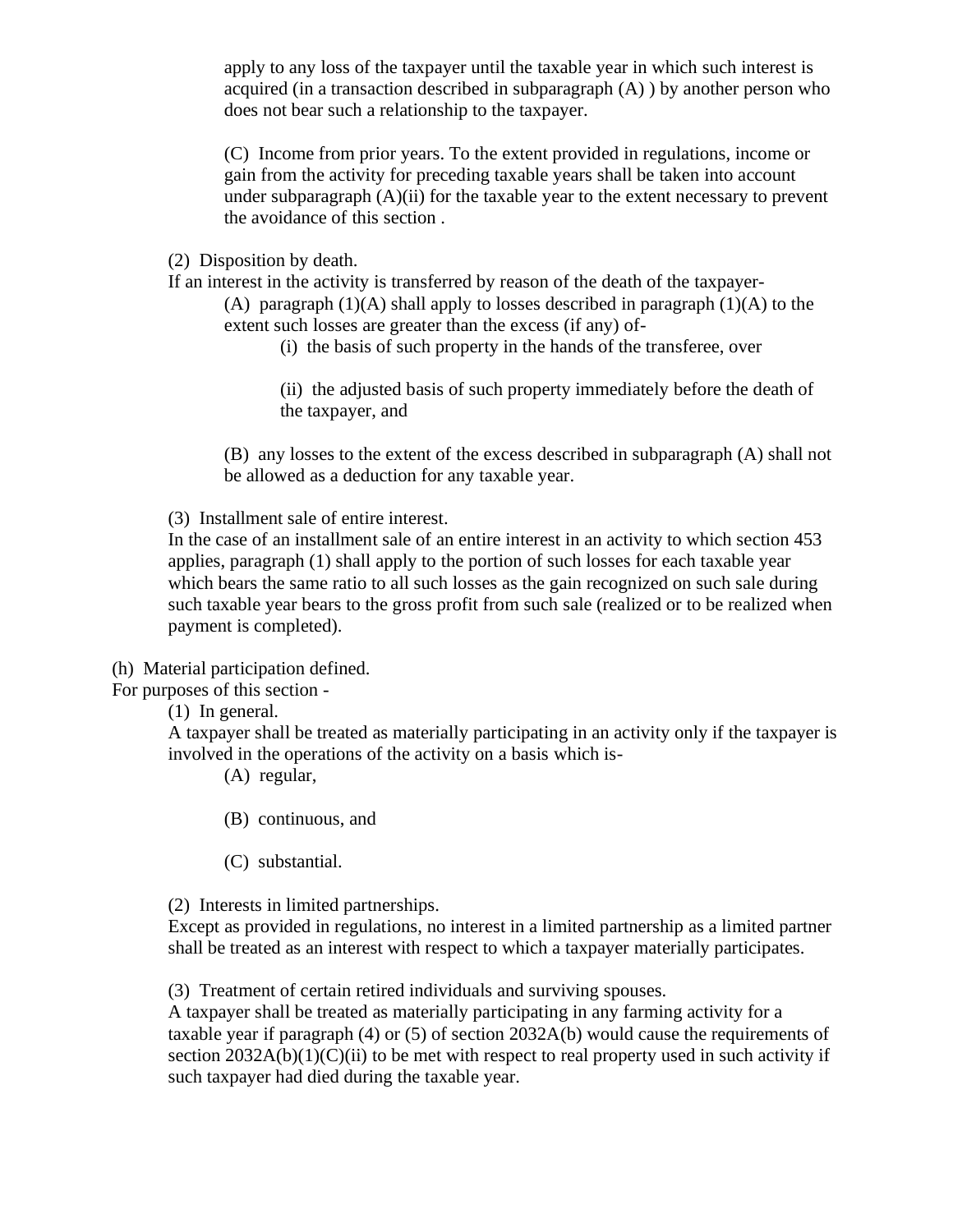apply to any loss of the taxpayer until the taxable year in which such interest is acquired (in a transaction described in subparagraph (A) ) by another person who does not bear such a relationship to the taxpayer.

(C) Income from prior years. To the extent provided in regulations, income or gain from the activity for preceding taxable years shall be taken into account under subparagraph (A)(ii) for the taxable year to the extent necessary to prevent the avoidance of this section .

(2) Disposition by death.

If an interest in the activity is transferred by reason of the death of the taxpayer-

(A) paragraph (1)(A) shall apply to losses described in paragraph (1)(A) to the extent such losses are greater than the excess (if any) of-

(i) the basis of such property in the hands of the transferee, over

(ii) the adjusted basis of such property immediately before the death of the taxpayer, and

(B) any losses to the extent of the excess described in subparagraph (A) shall not be allowed as a deduction for any taxable year.

(3) Installment sale of entire interest.

In the case of an installment sale of an entire interest in an activity to which section 453 applies, paragraph (1) shall apply to the portion of such losses for each taxable year which bears the same ratio to all such losses as the gain recognized on such sale during such taxable year bears to the gross profit from such sale (realized or to be realized when payment is completed).

(h) Material participation defined.

For purposes of this section -

(1) In general.

A taxpayer shall be treated as materially participating in an activity only if the taxpayer is involved in the operations of the activity on a basis which is-

(A) regular,

(B) continuous, and

(C) substantial.

(2) Interests in limited partnerships.

Except as provided in regulations, no interest in a limited partnership as a limited partner shall be treated as an interest with respect to which a taxpayer materially participates.

(3) Treatment of certain retired individuals and surviving spouses.

A taxpayer shall be treated as materially participating in any farming activity for a taxable year if paragraph (4) or (5) of section 2032A(b) would cause the requirements of section 2032A(b)(1)(C)(ii) to be met with respect to real property used in such activity if such taxpayer had died during the taxable year.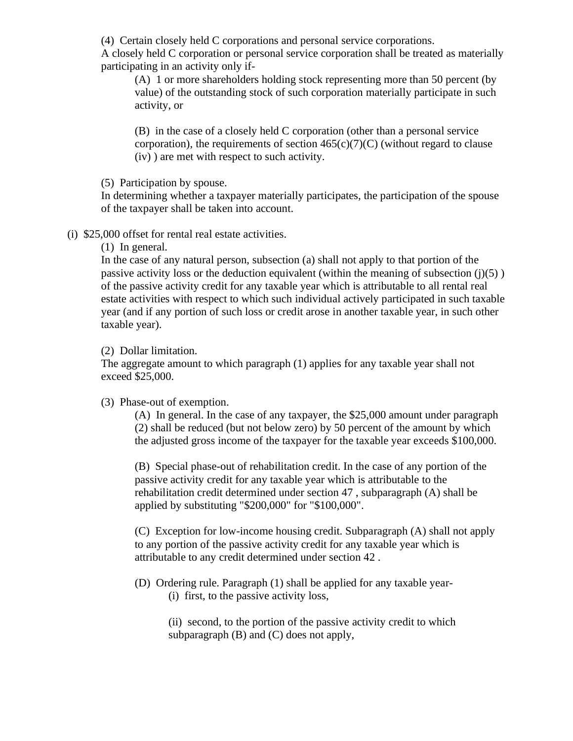(4) Certain closely held C corporations and personal service corporations.
A closely held C corporation or personal service corporation shall be treated as materially participating in an activity only if-

(A) 1 or more shareholders holding stock representing more than 50 percent (by value) of the outstanding stock of such corporation materially participate in such activity, or

(B) in the case of a closely held C corporation (other than a personal service corporation), the requirements of section 465(c)(7)(C) (without regard to clause (iv) ) are met with respect to such activity.

(5) Participation by spouse.
In determining whether a taxpayer materially participates, the participation of the spouse of the taxpayer shall be taken into account.

(i) $25,000 offset for rental real estate activities.

(1) In general.
In the case of any natural person, subsection (a) shall not apply to that portion of the passive activity loss or the deduction equivalent (within the meaning of subsection (j)(5) ) of the passive activity credit for any taxable year which is attributable to all rental real estate activities with respect to which such individual actively participated in such taxable year (and if any portion of such loss or credit arose in another taxable year, in such other taxable year).

(2) Dollar limitation.
The aggregate amount to which paragraph (1) applies for any taxable year shall not exceed $25,000.

(3) Phase-out of exemption.

(A) In general. In the case of any taxpayer, the $25,000 amount under paragraph (2) shall be reduced (but not below zero) by 50 percent of the amount by which the adjusted gross income of the taxpayer for the taxable year exceeds $100,000.

(B) Special phase-out of rehabilitation credit. In the case of any portion of the passive activity credit for any taxable year which is attributable to the rehabilitation credit determined under section 47 , subparagraph (A) shall be applied by substituting "$200,000" for "$100,000".

(C) Exception for low-income housing credit. Subparagraph (A) shall not apply to any portion of the passive activity credit for any taxable year which is attributable to any credit determined under section 42 .

(D) Ordering rule. Paragraph (1) shall be applied for any taxable year-

(i) first, to the passive activity loss,

(ii) second, to the portion of the passive activity credit to which subparagraph (B) and (C) does not apply,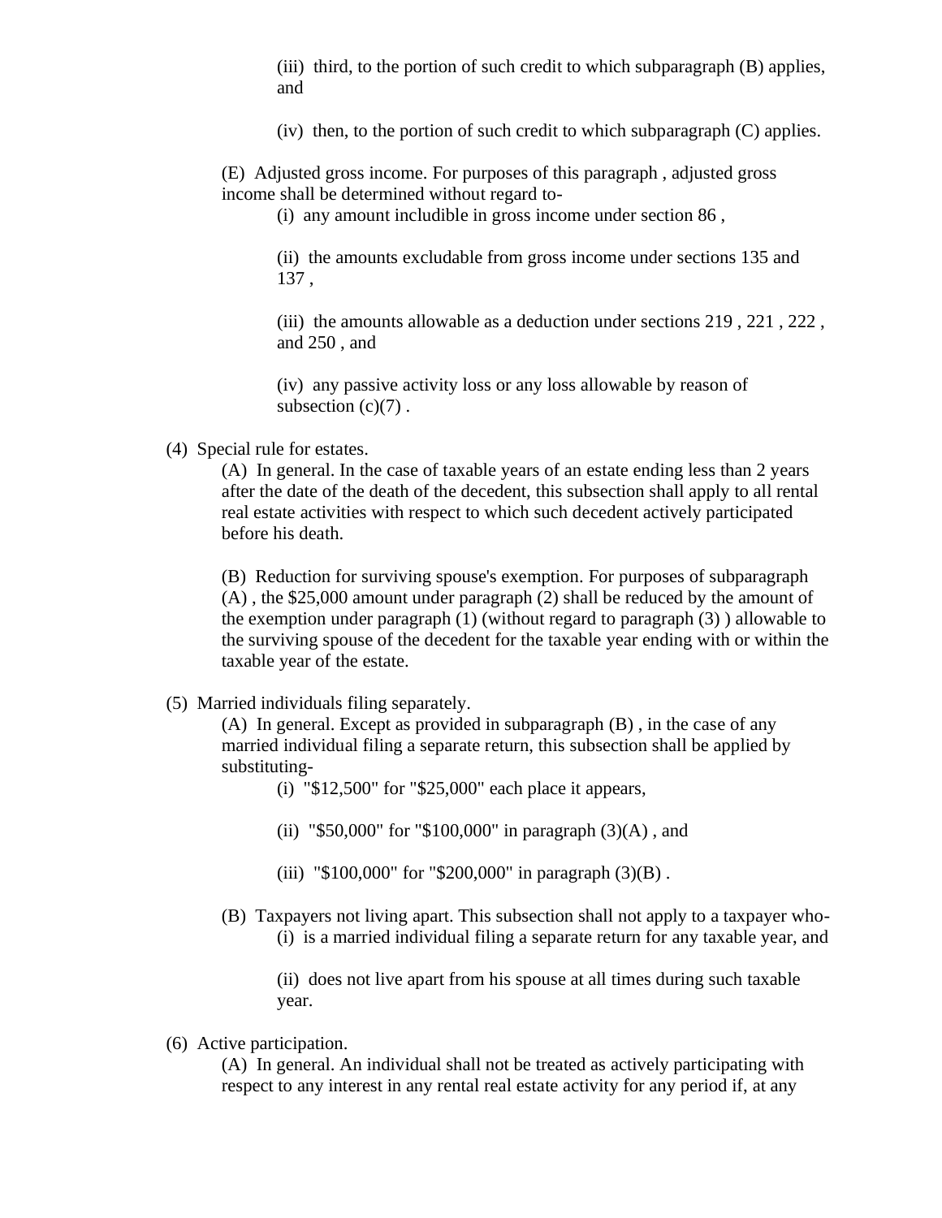(iii) third, to the portion of such credit to which subparagraph (B) applies, and

(iv) then, to the portion of such credit to which subparagraph (C) applies.

(E) Adjusted gross income. For purposes of this paragraph , adjusted gross income shall be determined without regard to-

(i) any amount includible in gross income under section 86 ,

(ii) the amounts excludable from gross income under sections 135 and 137 ,

(iii) the amounts allowable as a deduction under sections 219 , 221 , 222 , and 250 , and

(iv) any passive activity loss or any loss allowable by reason of subsection (c)(7) .

(4) Special rule for estates.

(A) In general. In the case of taxable years of an estate ending less than 2 years after the date of the death of the decedent, this subsection shall apply to all rental real estate activities with respect to which such decedent actively participated before his death.

(B) Reduction for surviving spouse's exemption. For purposes of subparagraph (A) , the $25,000 amount under paragraph (2) shall be reduced by the amount of the exemption under paragraph (1) (without regard to paragraph (3) ) allowable to the surviving spouse of the decedent for the taxable year ending with or within the taxable year of the estate.

(5) Married individuals filing separately.

(A) In general. Except as provided in subparagraph (B) , in the case of any married individual filing a separate return, this subsection shall be applied by substituting-

(i) "$12,500" for "$25,000" each place it appears,

(ii) "$50,000" for "$100,000" in paragraph (3)(A) , and

(iii) "$100,000" for "$200,000" in paragraph (3)(B) .

(B) Taxpayers not living apart. This subsection shall not apply to a taxpayer who-

(i) is a married individual filing a separate return for any taxable year, and

(ii) does not live apart from his spouse at all times during such taxable year.

(6) Active participation.

(A) In general. An individual shall not be treated as actively participating with respect to any interest in any rental real estate activity for any period if, at any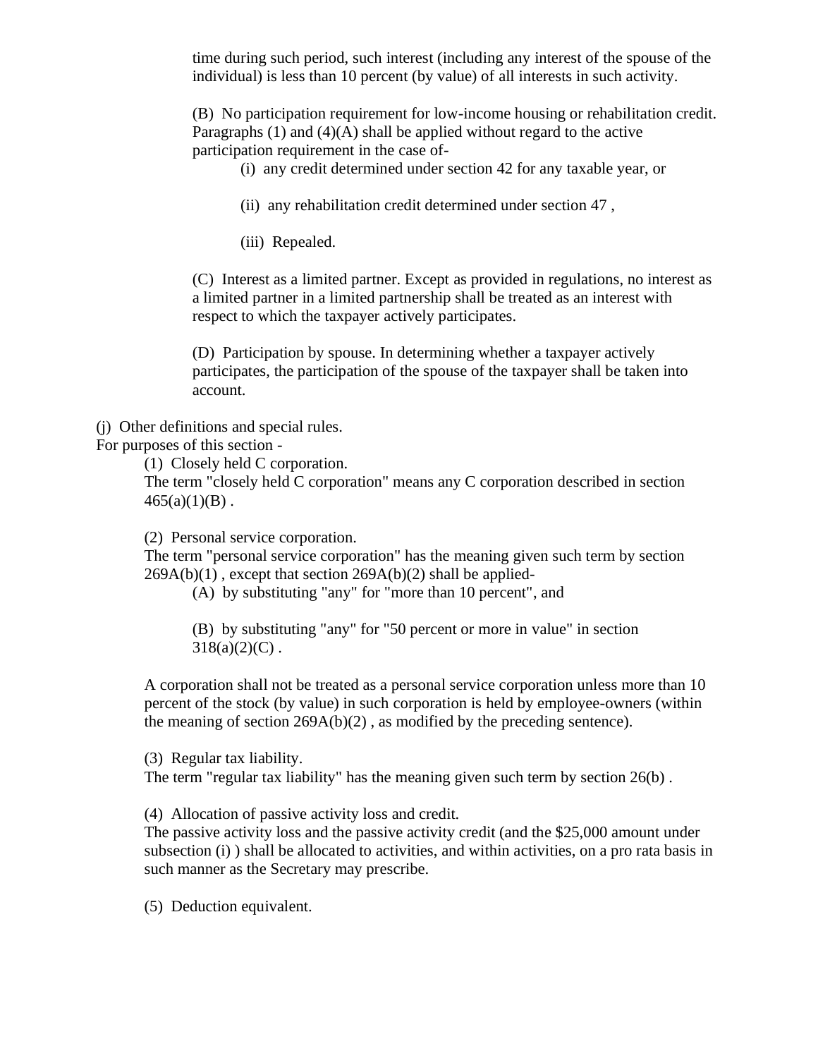time during such period, such interest (including any interest of the spouse of the individual) is less than 10 percent (by value) of all interests in such activity.

(B) No participation requirement for low-income housing or rehabilitation credit. Paragraphs (1) and (4)(A) shall be applied without regard to the active participation requirement in the case of-

(i) any credit determined under section 42 for any taxable year, or

(ii) any rehabilitation credit determined under section 47 ,

(iii) Repealed.

(C) Interest as a limited partner. Except as provided in regulations, no interest as a limited partner in a limited partnership shall be treated as an interest with respect to which the taxpayer actively participates.

(D) Participation by spouse. In determining whether a taxpayer actively participates, the participation of the spouse of the taxpayer shall be taken into account.

(j) Other definitions and special rules.

For purposes of this section -

(1) Closely held C corporation.

The term "closely held C corporation" means any C corporation described in section 465(a)(1)(B) .

(2) Personal service corporation.

The term "personal service corporation" has the meaning given such term by section 269A(b)(1) , except that section 269A(b)(2) shall be applied-

(A) by substituting "any" for "more than 10 percent", and

(B) by substituting "any" for "50 percent or more in value" in section 318(a)(2)(C) .

A corporation shall not be treated as a personal service corporation unless more than 10 percent of the stock (by value) in such corporation is held by employee-owners (within the meaning of section 269A(b)(2) , as modified by the preceding sentence).

(3) Regular tax liability.

The term "regular tax liability" has the meaning given such term by section 26(b) .

(4) Allocation of passive activity loss and credit.

The passive activity loss and the passive activity credit (and the $25,000 amount under subsection (i) ) shall be allocated to activities, and within activities, on a pro rata basis in such manner as the Secretary may prescribe.

(5) Deduction equivalent.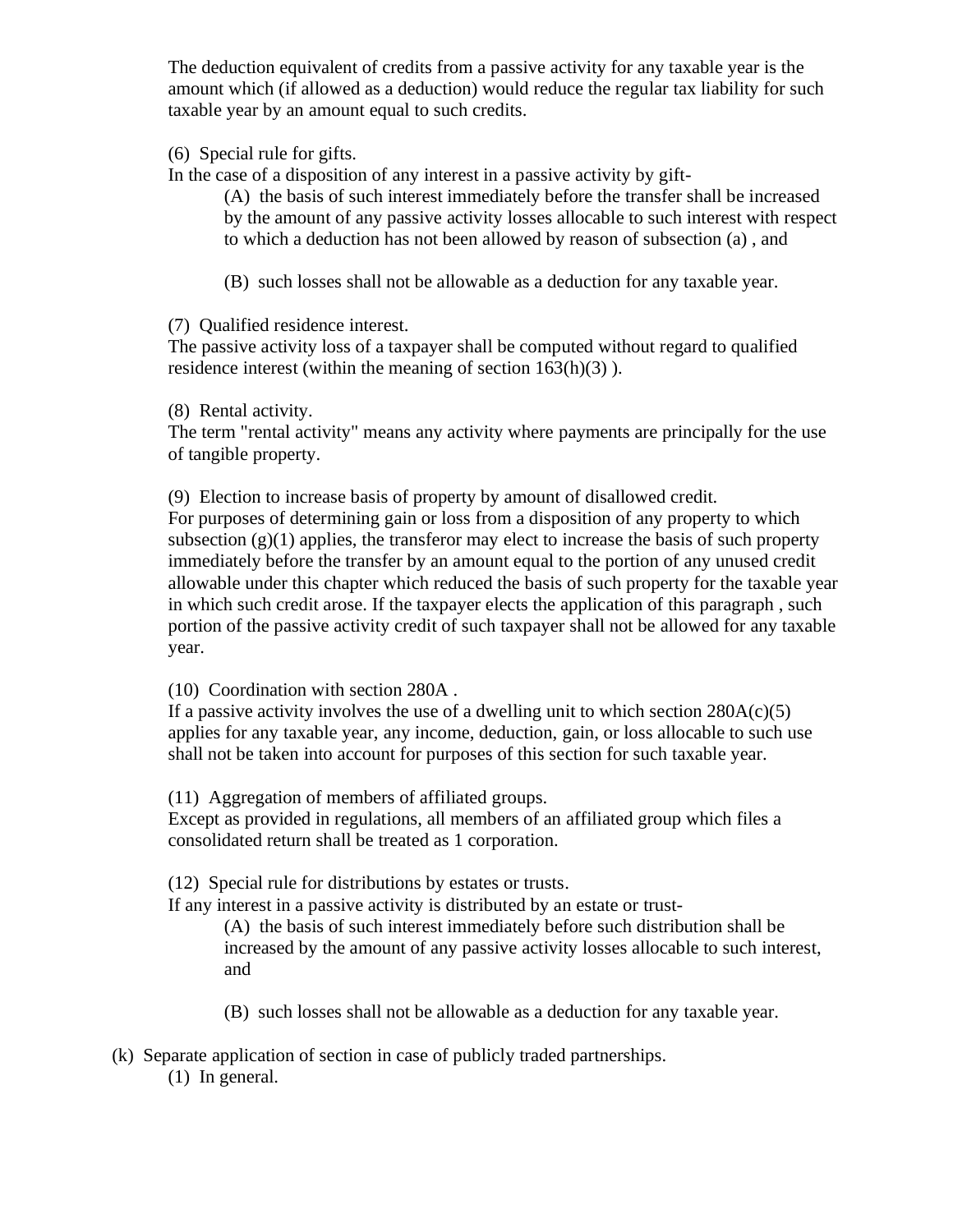The deduction equivalent of credits from a passive activity for any taxable year is the amount which (if allowed as a deduction) would reduce the regular tax liability for such taxable year by an amount equal to such credits.

(6) Special rule for gifts.
In the case of a disposition of any interest in a passive activity by gift-

> (A) the basis of such interest immediately before the transfer shall be increased by the amount of any passive activity losses allocable to such interest with respect to which a deduction has not been allowed by reason of subsection (a) , and
>
> (B) such losses shall not be allowable as a deduction for any taxable year.

(7) Qualified residence interest.
The passive activity loss of a taxpayer shall be computed without regard to qualified residence interest (within the meaning of section 163(h)(3) ).

(8) Rental activity.
The term "rental activity" means any activity where payments are principally for the use of tangible property.

(9) Election to increase basis of property by amount of disallowed credit.
For purposes of determining gain or loss from a disposition of any property to which subsection (g)(1) applies, the transferor may elect to increase the basis of such property immediately before the transfer by an amount equal to the portion of any unused credit allowable under this chapter which reduced the basis of such property for the taxable year in which such credit arose. If the taxpayer elects the application of this paragraph , such portion of the passive activity credit of such taxpayer shall not be allowed for any taxable year.

(10) Coordination with section 280A .
If a passive activity involves the use of a dwelling unit to which section 280A(c)(5) applies for any taxable year, any income, deduction, gain, or loss allocable to such use shall not be taken into account for purposes of this section for such taxable year.

(11) Aggregation of members of affiliated groups.
Except as provided in regulations, all members of an affiliated group which files a consolidated return shall be treated as 1 corporation.

(12) Special rule for distributions by estates or trusts.
If any interest in a passive activity is distributed by an estate or trust-

> (A) the basis of such interest immediately before such distribution shall be increased by the amount of any passive activity losses allocable to such interest, and
>
> (B) such losses shall not be allowable as a deduction for any taxable year.

(k) Separate application of section in case of publicly traded partnerships.

(1) In general.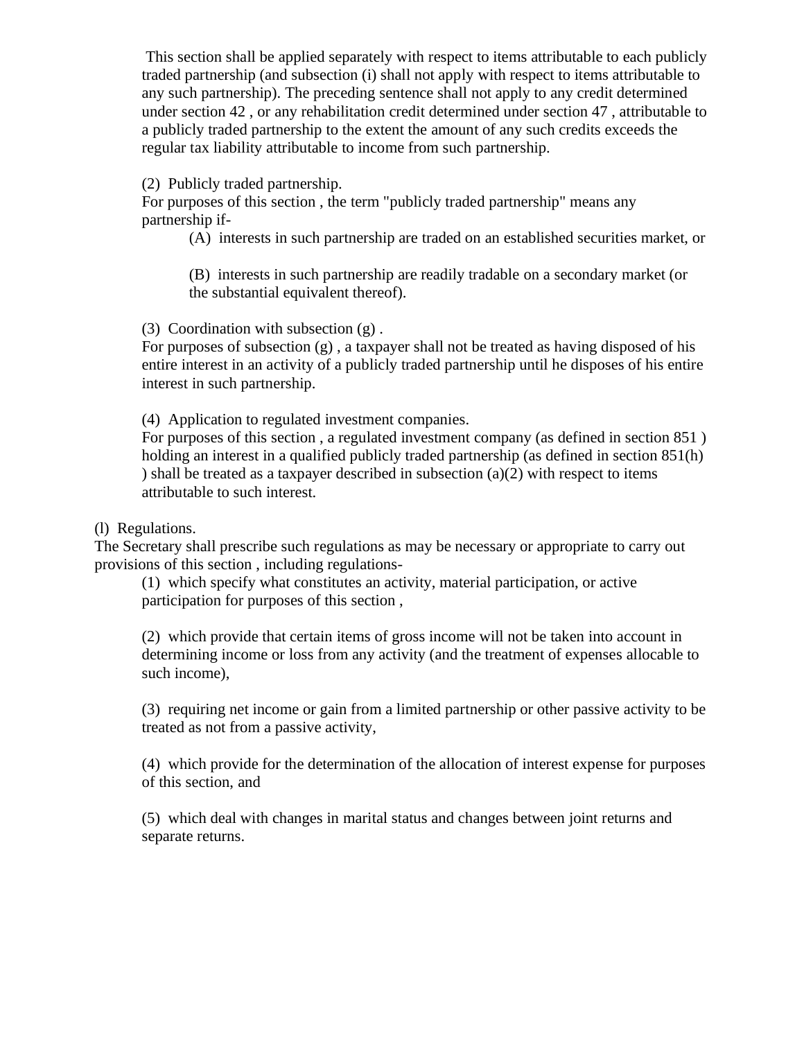This section shall be applied separately with respect to items attributable to each publicly traded partnership (and subsection (i) shall not apply with respect to items attributable to any such partnership). The preceding sentence shall not apply to any credit determined under section 42 , or any rehabilitation credit determined under section 47 , attributable to a publicly traded partnership to the extent the amount of any such credits exceeds the regular tax liability attributable to income from such partnership.

(2) Publicly traded partnership.
For purposes of this section , the term "publicly traded partnership" means any partnership if-

(A) interests in such partnership are traded on an established securities market, or

(B) interests in such partnership are readily tradable on a secondary market (or the substantial equivalent thereof).

(3) Coordination with subsection (g) .
For purposes of subsection (g) , a taxpayer shall not be treated as having disposed of his entire interest in an activity of a publicly traded partnership until he disposes of his entire interest in such partnership.

(4) Application to regulated investment companies.
For purposes of this section , a regulated investment company (as defined in section 851 ) holding an interest in a qualified publicly traded partnership (as defined in section 851(h) ) shall be treated as a taxpayer described in subsection (a)(2) with respect to items attributable to such interest.

(l) Regulations.
The Secretary shall prescribe such regulations as may be necessary or appropriate to carry out provisions of this section , including regulations-

(1) which specify what constitutes an activity, material participation, or active participation for purposes of this section ,

(2) which provide that certain items of gross income will not be taken into account in determining income or loss from any activity (and the treatment of expenses allocable to such income),

(3) requiring net income or gain from a limited partnership or other passive activity to be treated as not from a passive activity,

(4) which provide for the determination of the allocation of interest expense for purposes of this section, and

(5) which deal with changes in marital status and changes between joint returns and separate returns.